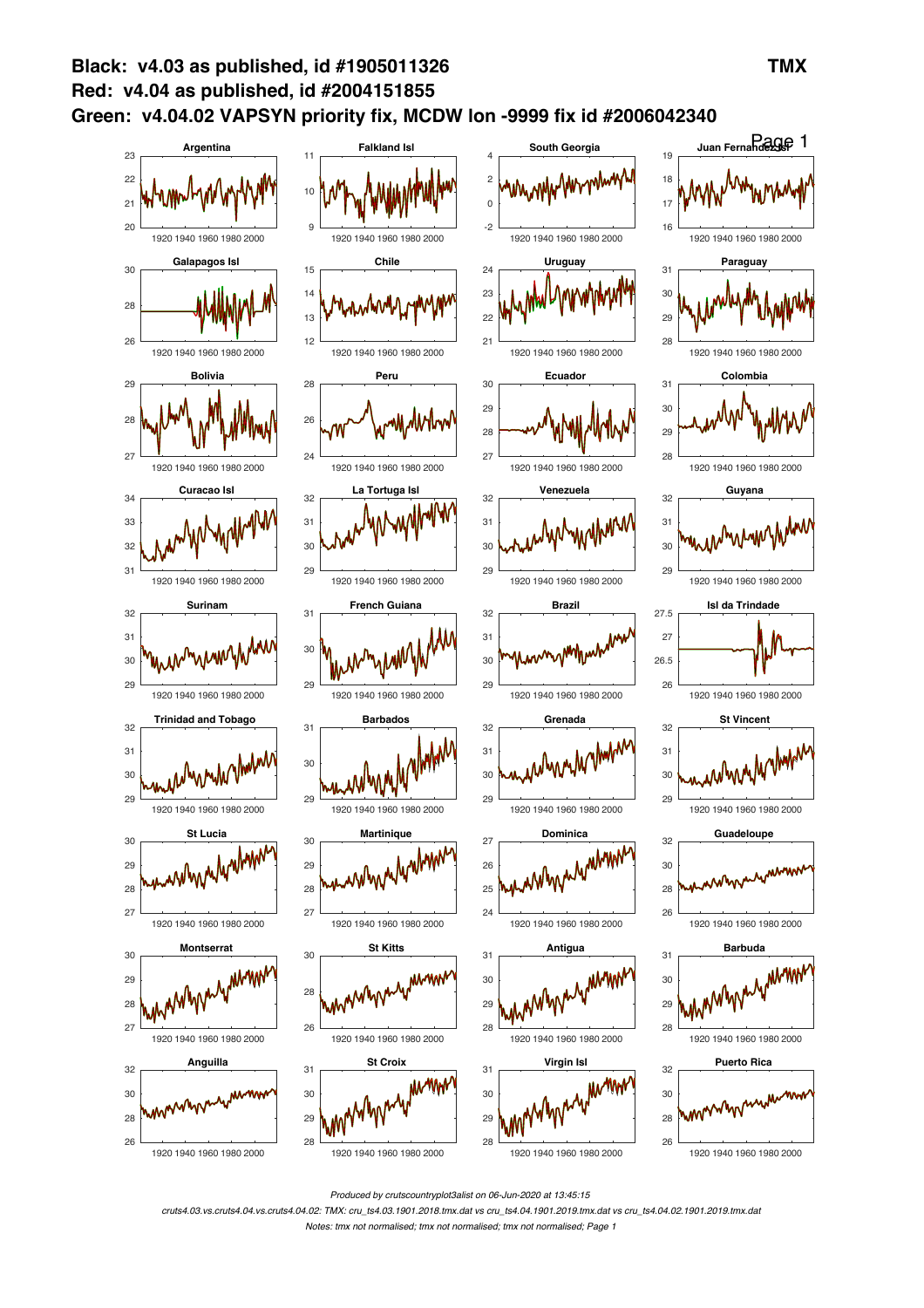**Black: v4.03 as published, id #1905011326** **TMX**

**Red: v4.04 as published, id #2004151855**

**Green: v4.04.02 VAPSYN priority fix, MCDW lon -9999 fix id #2006042340**

*Produced by crutscountryplot3alist on 06-Jun-2020 at 13:45:15*

*cruts4.03.vs.cruts4.04.vs.cruts4.04.02: TMX: cru_ts4.03.1901.2018.tmx.dat vs cru_ts4.04.1901.2019.tmx.dat vs cru_ts4.04.02.1901.2019.tmx.dat*

*Notes: tmx not normalised; tmx not normalised; tmx not normalised; Page 1*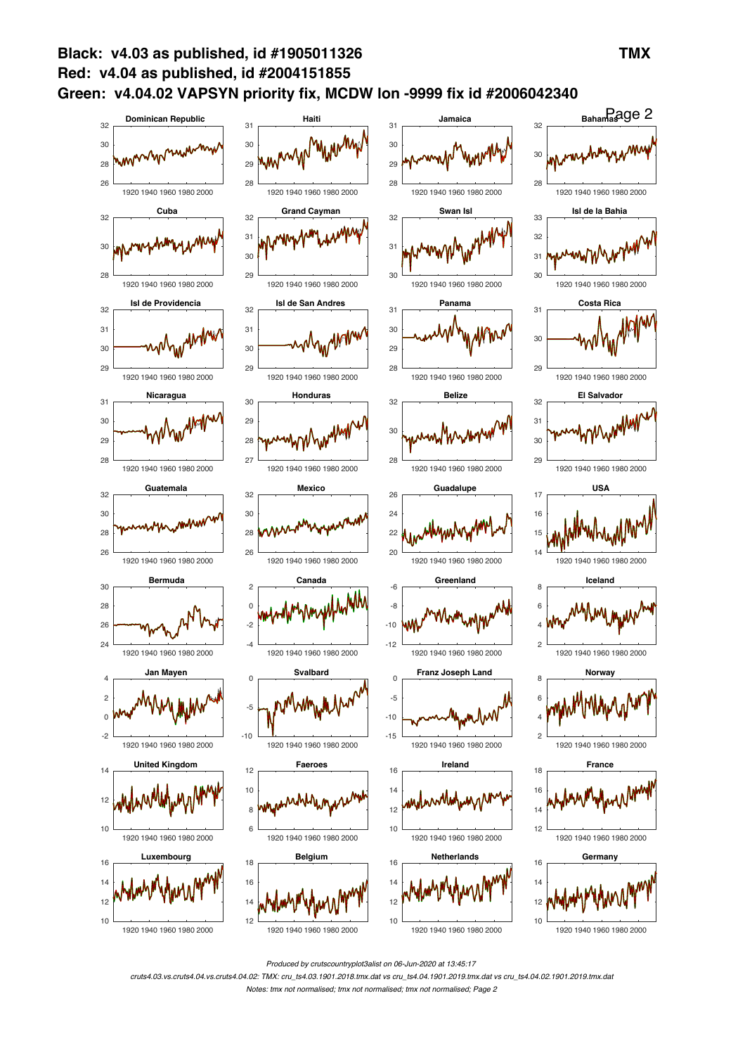**Black: v4.03 as published, id #1905011326**
**Red: v4.04 as published, id #2004151855**
**Green: v4.04.02 VAPSYN priority fix, MCDW lon -9999 fix id #2006042340**

**TMX**

Dominican Republic | Haiti | Jamaica | Bahamas
Cuba | Grand Cayman | Swan Isl | Isl de la Bahia
Isl de Providencia | Isl de San Andres | Panama | Costa Rica
Nicaragua | Honduras | Belize | El Salvador
Guatemala | Mexico | Guadalupe | USA
Bermuda | Canada | Greenland | Iceland
Jan Mayen | Svalbard | Franz Joseph Land | Norway
United Kingdom | Faeroes | Ireland | France
Luxembourg | Belgium | Netherlands | Germany

*Produced by crutscountryplot3alist on 06-Jun-2020 at 13:45:17*

*cruts4.03.vs.cruts4.04.vs.cruts4.04.02: TMX: cru_ts4.03.1901.2018.tmx.dat vs cru_ts4.04.1901.2019.tmx.dat vs cru_ts4.04.02.1901.2019.tmx.dat*

*Notes: tmx not normalised; tmx not normalised; tmx not normalised; Page 2*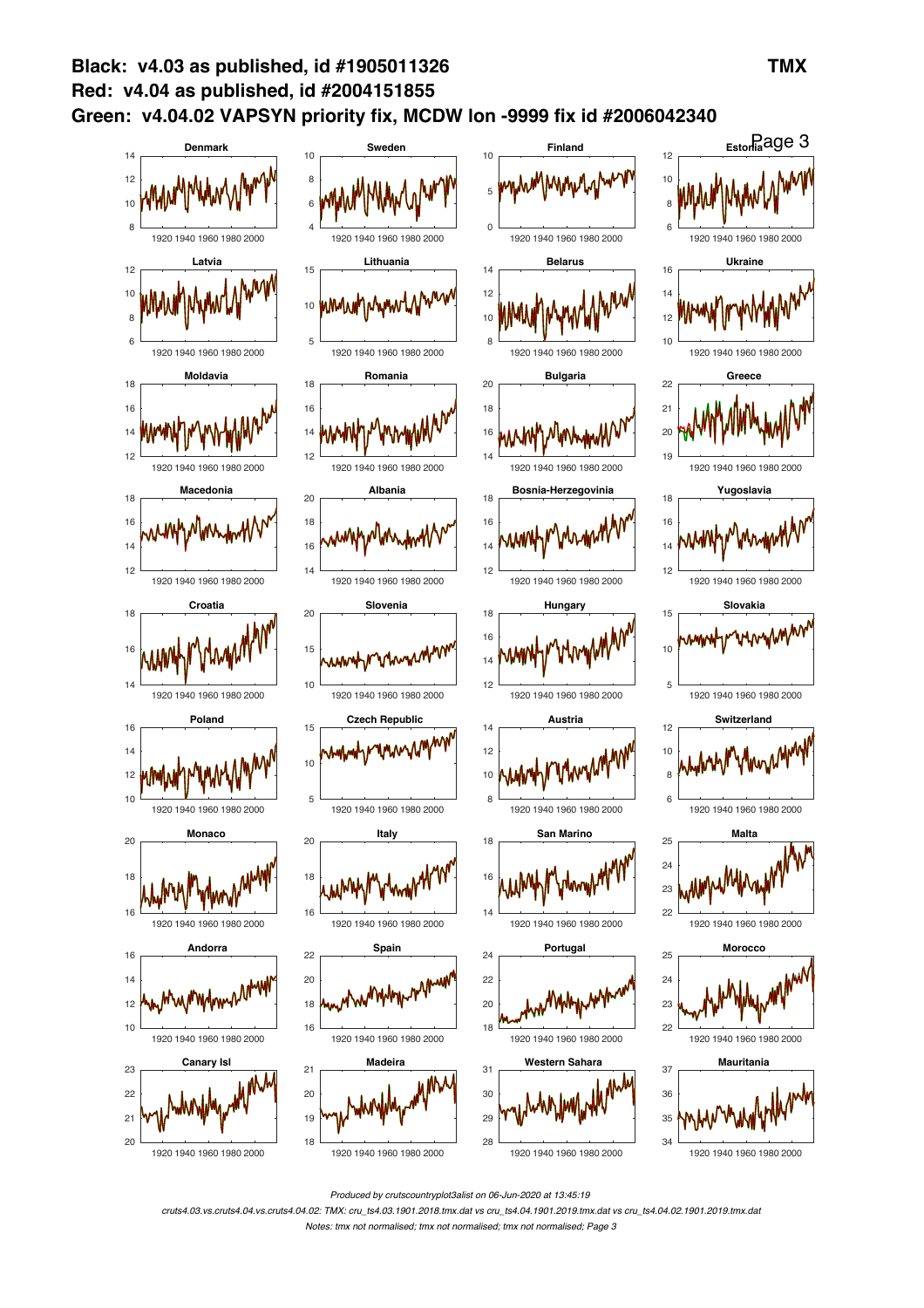**Black: v4.03 as published, id #1905011326** **TMX**

**Red: v4.04 as published, id #2004151855**

**Green: v4.04.02 VAPSYN priority fix, MCDW lon -9999 fix id #2006042340**

Denmark | Sweden | Finland | Estonia

Latvia | Lithuania | Belarus | Ukraine

Moldavia | Romania | Bulgaria | Greece

Macedonia | Albania | Bosnia-Herzegovinia | Yugoslavia

Croatia | Slovenia | Hungary | Slovakia

Poland | Czech Republic | Austria | Switzerland

Monaco | Italy | San Marino | Malta

Andorra | Spain | Portugal | Morocco

Canary Isl | Madeira | Western Sahara | Mauritania

*Produced by crutscountryplot3alist on 06-Jun-2020 at 13:45:19*

*cruts4.03.vs.cruts4.04.vs.cruts4.04.02: TMX: cru_ts4.03.1901.2018.tmx.dat vs cru_ts4.04.1901.2019.tmx.dat vs cru_ts4.04.02.1901.2019.tmx.dat*

*Notes: tmx not normalised; tmx not normalised; tmx not normalised; Page 3*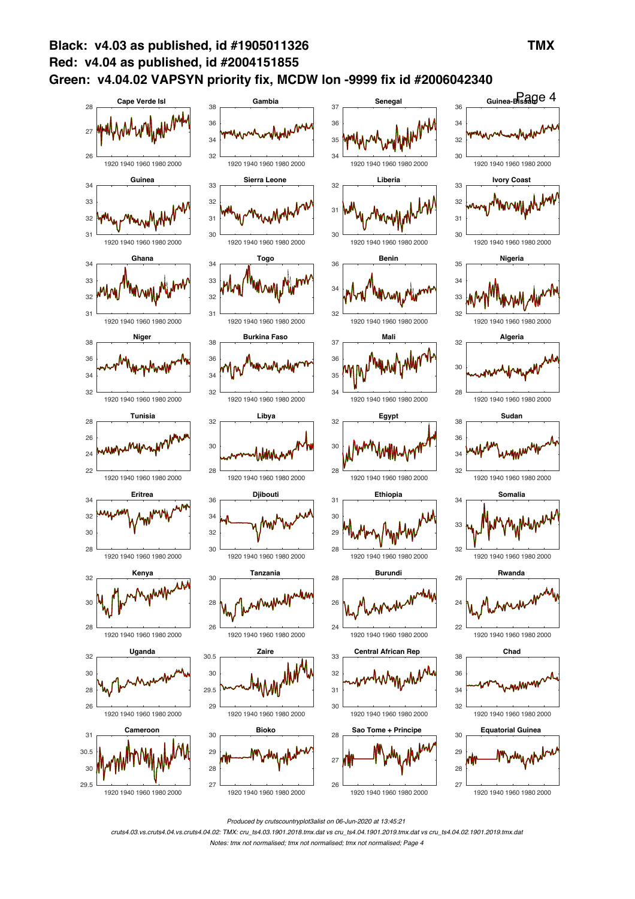**Black: v4.03 as published, id #1905011326** **TMX**

**Red: v4.04 as published, id #2004151855**

**Green: v4.04.02 VAPSYN priority fix, MCDW lon -9999 fix id #2006042340**

Page 4

Cape Verde Isl, Gambia, Senegal, Guinea-Bissau, Guinea, Sierra Leone, Liberia, Ivory Coast, Ghana, Togo, Benin, Nigeria, Niger, Burkina Faso, Mali, Algeria, Tunisia, Libya, Egypt, Sudan, Eritrea, Djibouti, Ethiopia, Somalia, Kenya, Tanzania, Burundi, Rwanda, Uganda, Zaire, Central African Rep, Chad, Cameroon, Bioko, Sao Tome + Principe, Equatorial Guinea

*Produced by crutscountryplot3alist on 06-Jun-2020 at 13:45:21*

*cruts4.03.vs.cruts4.04.vs.cruts4.04.02: TMX: cru_ts4.03.1901.2018.tmx.dat vs cru_ts4.04.1901.2019.tmx.dat vs cru_ts4.04.02.1901.2019.tmx.dat*

*Notes: tmx not normalised; tmx not normalised; tmx not normalised; Page 4*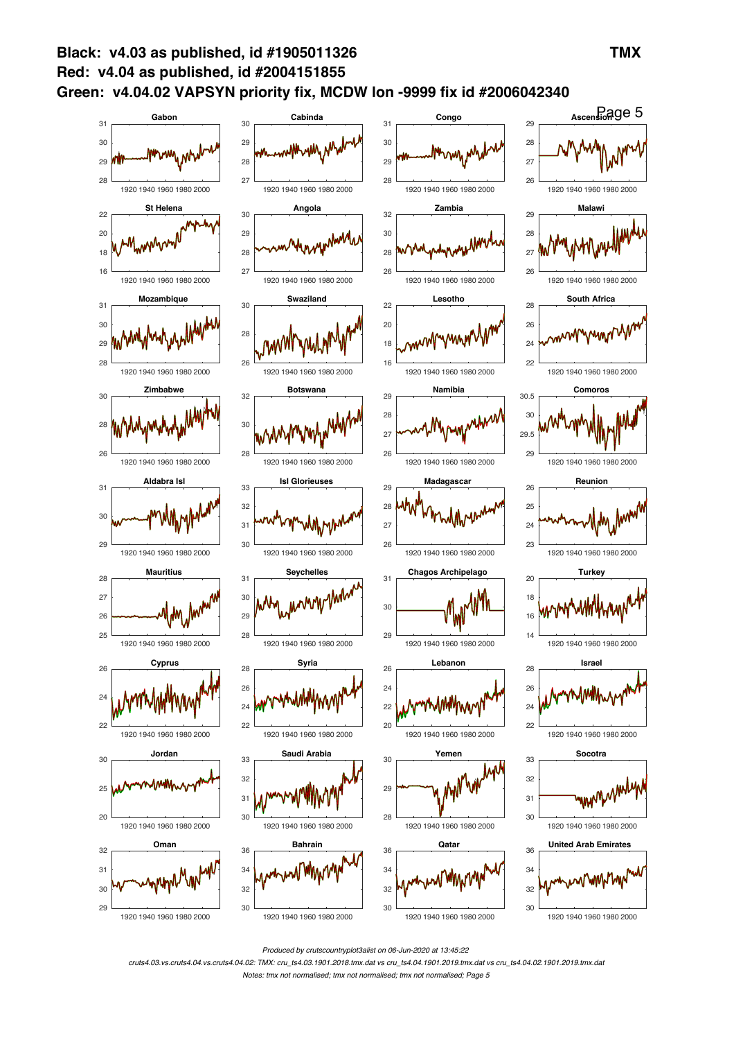**Black: v4.03 as published, id #1905011326**
**Red: v4.04 as published, id #2004151855**
**Green: v4.04.02 VAPSYN priority fix, MCDW lon -9999 fix id #2006042340**

**TMX**

Gabon | Cabinda | Congo | Ascension
St Helena | Angola | Zambia | Malawi
Mozambique | Swaziland | Lesotho | South Africa
Zimbabwe | Botswana | Namibia | Comoros
Aldabra Isl | Isl Glorieuses | Madagascar | Reunion
Mauritius | Seychelles | Chagos Archipelago | Turkey
Cyprus | Syria | Lebanon | Israel
Jordan | Saudi Arabia | Yemen | Socotra
Oman | Bahrain | Qatar | United Arab Emirates

*Produced by crutscountryplot3alist on 06-Jun-2020 at 13:45:22*

*cruts4.03.vs.cruts4.04.vs.cruts4.04.02: TMX: cru_ts4.03.1901.2018.tmx.dat vs cru_ts4.04.1901.2019.tmx.dat vs cru_ts4.04.02.1901.2019.tmx.dat*

*Notes: tmx not normalised; tmx not normalised; tmx not normalised; Page 5*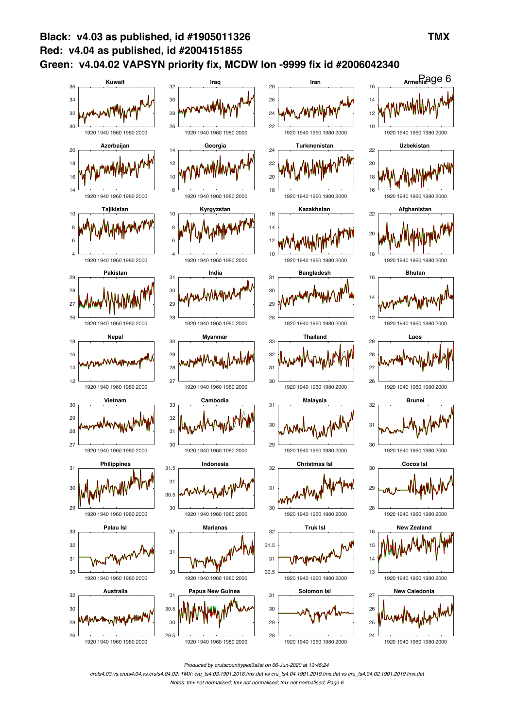**Black: v4.03 as published, id #1905011326** **TMX**
**Red: v4.04 as published, id #2004151855**
**Green: v4.04.02 VAPSYN priority fix, MCDW lon -9999 fix id #2006042340**

Kuwait, Iraq, Iran, Armenia, Azerbaijan, Georgia, Turkmenistan, Uzbekistan, Tajikistan, Kyrgyzstan, Kazakhstan, Afghanistan, Pakistan, India, Bangladesh, Bhutan, Nepal, Myanmar, Thailand, Laos, Vietnam, Cambodia, Malaysia, Brunei, Philippines, Indonesia, Christmas Isl, Cocos Isl, Palau Isl, Marianas, Truk Isl, New Zealand, Australia, Papua New Guinea, Solomon Isl, New Caledonia

*Produced by crutscountryplot3alist on 06-Jun-2020 at 13:45:24*

*cruts4.03.vs.cruts4.04.vs.cruts4.04.02: TMX: cru_ts4.03.1901.2018.tmx.dat vs cru_ts4.04.1901.2019.tmx.dat vs cru_ts4.04.02.1901.2019.tmx.dat*

*Notes: tmx not normalised; tmx not normalised; tmx not normalised; Page 6*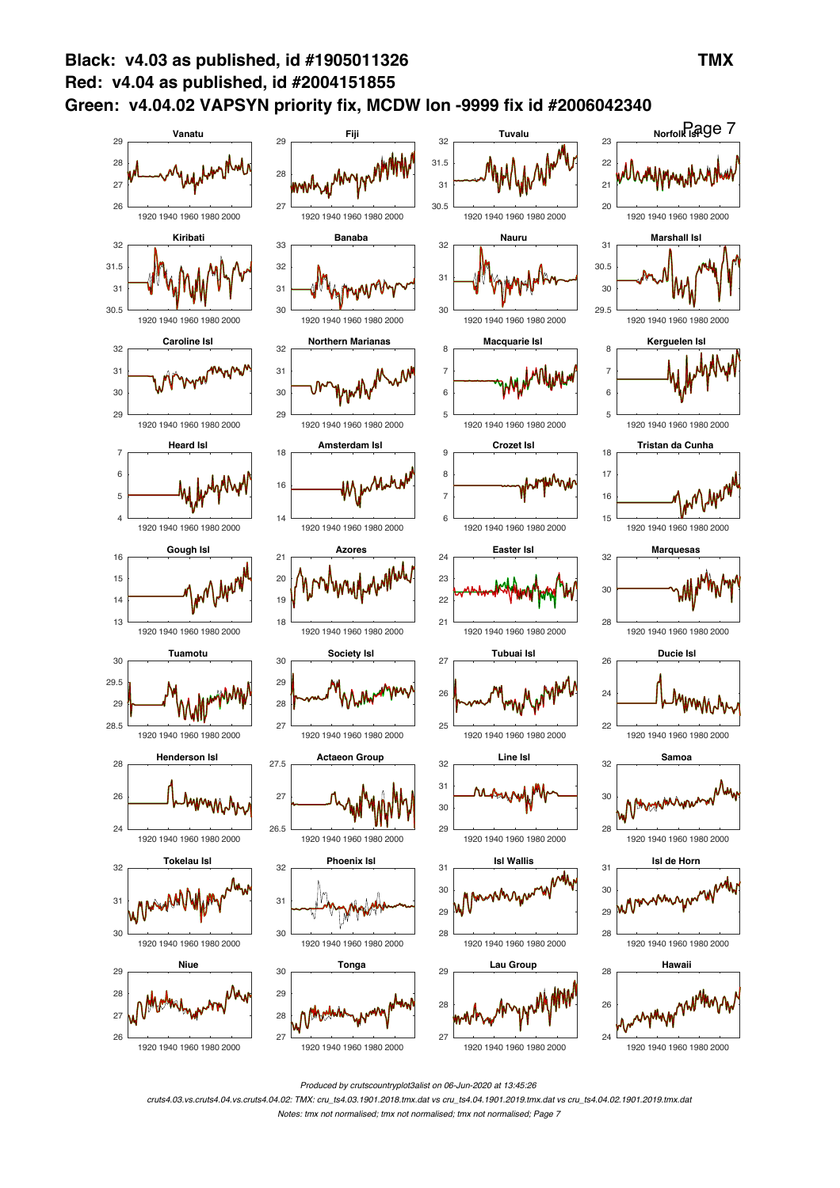**Black: v4.03 as published, id #1905011326**
**Red: v4.04 as published, id #2004151855**
**Green: v4.04.02 VAPSYN priority fix, MCDW lon -9999 fix id #2006042340**

**TMX**

Produced by crutscountryplot3alist on 06-Jun-2020 at 13:45:26

*cruts4.03.vs.cruts4.04.vs.cruts4.04.02: TMX: cru_ts4.03.1901.2018.tmx.dat vs cru_ts4.04.1901.2019.tmx.dat vs cru_ts4.04.02.1901.2019.tmx.dat*

*Notes: tmx not normalised; tmx not normalised; tmx not normalised; Page 7*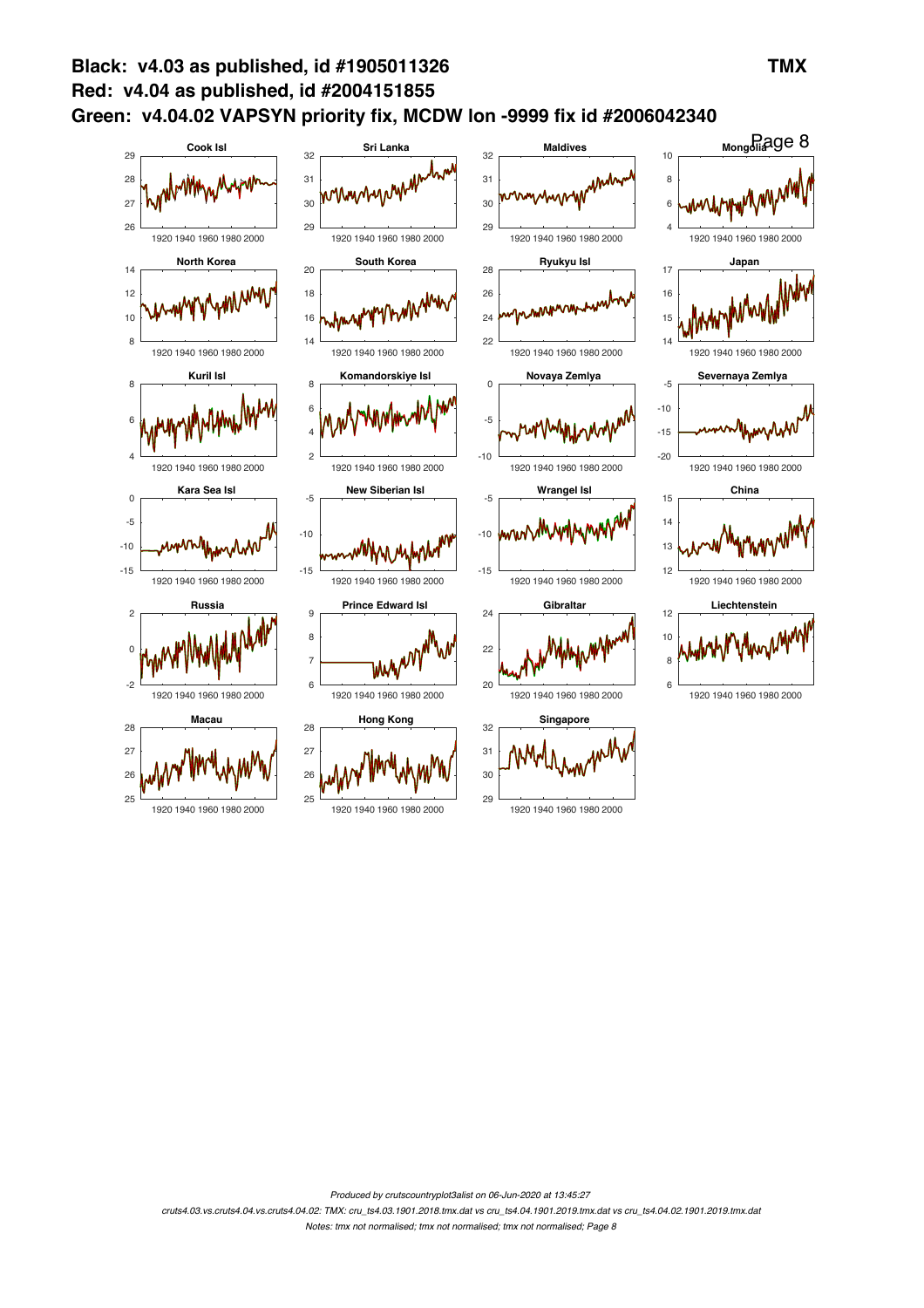**Black: v4.03 as published, id #1905011326** **TMX**

**Red: v4.04 as published, id #2004151855**

**Green: v4.04.02 VAPSYN priority fix, MCDW lon -9999 fix id #2006042340**

Cook Isl
29
28
27
26
1920 1940 1960 1980 2000

Sri Lanka
32
31
30
29
1920 1940 1960 1980 2000

Maldives
32
31
30
29
1920 1940 1960 1980 2000

Mongolia
10
8
6
4
1920 1940 1960 1980 2000

North Korea
14
12
10
8
1920 1940 1960 1980 2000

South Korea
20
18
16
14
1920 1940 1960 1980 2000

Ryukyu Isl
28
26
24
22
1920 1940 1960 1980 2000

Japan
17
16
15
14
1920 1940 1960 1980 2000

Kuril Isl
8
6
4
1920 1940 1960 1980 2000

Komandorskiye Isl
8
6
4
2
1920 1940 1960 1980 2000

Novaya Zemlya
0
-5
-10
1920 1940 1960 1980 2000

Severnaya Zemlya
-5
-10
-15
-20
1920 1940 1960 1980 2000

Kara Sea Isl
0
-5
-10
-15
1920 1940 1960 1980 2000

New Siberian Isl
-5
-10
-15
1920 1940 1960 1980 2000

Wrangel Isl
-5
-10
-15
1920 1940 1960 1980 2000

China
15
14
13
12
1920 1940 1960 1980 2000

Russia
2
0
-2
1920 1940 1960 1980 2000

Prince Edward Isl
9
8
7
6
1920 1940 1960 1980 2000

Gibraltar
24
22
20
1920 1940 1960 1980 2000

Liechtenstein
12
10
8
6
1920 1940 1960 1980 2000

Macau
28
27
26
25
1920 1940 1960 1980 2000

Hong Kong
28
27
26
25
1920 1940 1960 1980 2000

Singapore
32
31
30
29
1920 1940 1960 1980 2000

*Produced by crutscountryplot3alist on 06-Jun-2020 at 13:45:27*

*cruts4.03.vs.cruts4.04.vs.cruts4.04.02: TMX: cru_ts4.03.1901.2018.tmx.dat vs cru_ts4.04.1901.2019.tmx.dat vs cru_ts4.04.02.1901.2019.tmx.dat*

*Notes: tmx not normalised; tmx not normalised; tmx not normalised; Page 8*